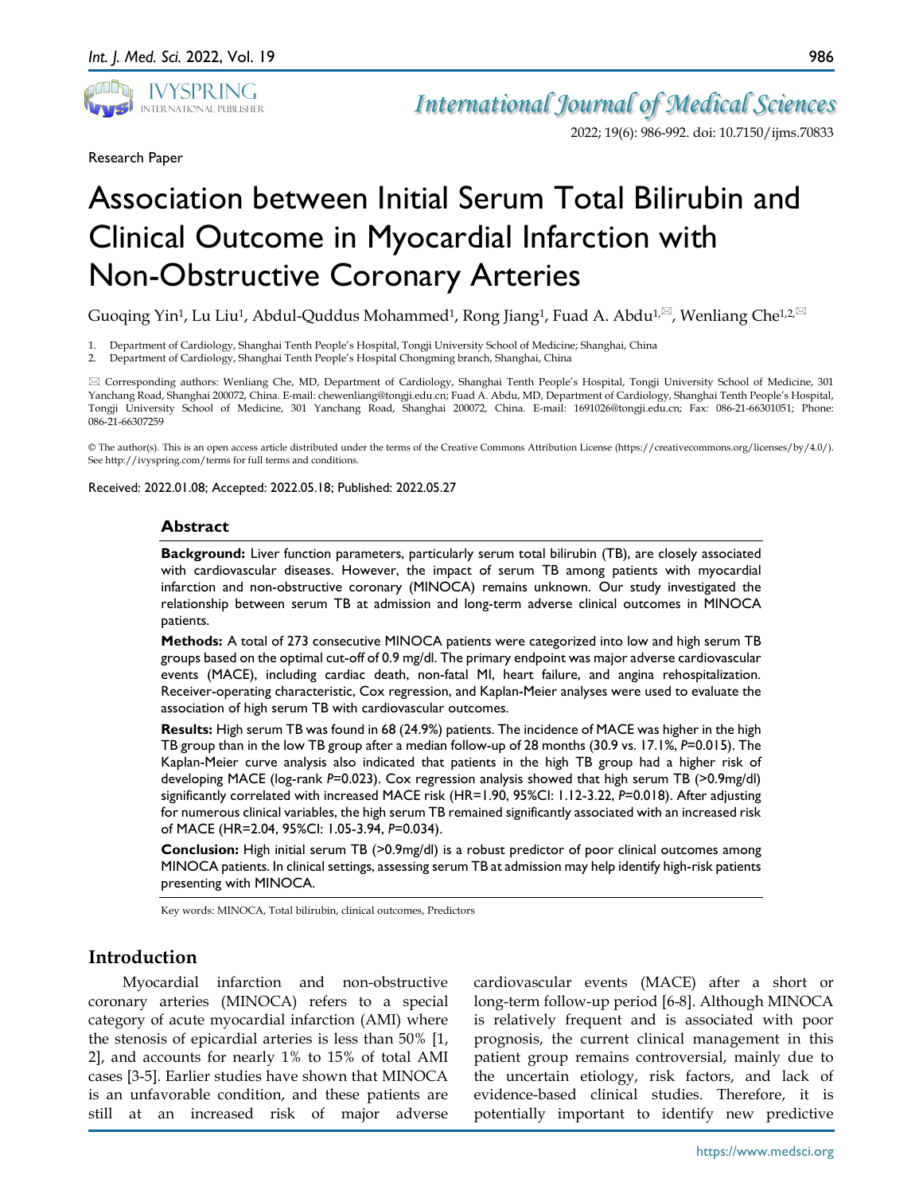Research Paper

# Association between Initial Serum Total Bilirubin and Clinical Outcome in Myocardial Infarction with Non-Obstructive Coronary Arteries

Guoqing Yin[1], Lu Liu[1], Abdul-Quddus Mohammed[1], Rong Jiang[1], Fuad A. Abdu[1,✉], Wenliang Che[1,2,✉]

1. Department of Cardiology, Shanghai Tenth People's Hospital, Tongji University School of Medicine; Shanghai, China
2. Department of Cardiology, Shanghai Tenth People's Hospital Chongming branch, Shanghai, China

✉ Corresponding authors: Wenliang Che, MD, Department of Cardiology, Shanghai Tenth People's Hospital, Tongji University School of Medicine, 301 Yanchang Road, Shanghai 200072, China. E-mail: chewenliang@tongji.edu.cn; Fuad A. Abdu, MD, Department of Cardiology, Shanghai Tenth People's Hospital, Tongji University School of Medicine, 301 Yanchang Road, Shanghai 200072, China. E-mail: 1691026@tongji.edu.cn; Fax: 086-21-66301051; Phone: 086-21-66307259

© The author(s). This is an open access article distributed under the terms of the Creative Commons Attribution License (https://creativecommons.org/licenses/by/4.0/). See http://ivyspring.com/terms for full terms and conditions.

Received: 2022.01.08; Accepted: 2022.05.18; Published: 2022.05.27

## Abstract

**Background:** Liver function parameters, particularly serum total bilirubin (TB), are closely associated with cardiovascular diseases. However, the impact of serum TB among patients with myocardial infarction and non-obstructive coronary (MINOCA) remains unknown. Our study investigated the relationship between serum TB at admission and long-term adverse clinical outcomes in MINOCA patients.

**Methods:** A total of 273 consecutive MINOCA patients were categorized into low and high serum TB groups based on the optimal cut-off of 0.9 mg/dl. The primary endpoint was major adverse cardiovascular events (MACE), including cardiac death, non-fatal MI, heart failure, and angina rehospitalization. Receiver-operating characteristic, Cox regression, and Kaplan-Meier analyses were used to evaluate the association of high serum TB with cardiovascular outcomes.

**Results:** High serum TB was found in 68 (24.9%) patients. The incidence of MACE was higher in the high TB group than in the low TB group after a median follow-up of 28 months (30.9 vs. 17.1%, *P*=0.015). The Kaplan-Meier curve analysis also indicated that patients in the high TB group had a higher risk of developing MACE (log-rank *P*=0.023). Cox regression analysis showed that high serum TB (>0.9mg/dl) significantly correlated with increased MACE risk (HR=1.90, 95%CI: 1.12-3.22, *P*=0.018). After adjusting for numerous clinical variables, the high serum TB remained significantly associated with an increased risk of MACE (HR=2.04, 95%CI: 1.05-3.94, *P*=0.034).

**Conclusion:** High initial serum TB (>0.9mg/dl) is a robust predictor of poor clinical outcomes among MINOCA patients. In clinical settings, assessing serum TB at admission may help identify high-risk patients presenting with MINOCA.

Key words: MINOCA, Total bilirubin, clinical outcomes, Predictors

## Introduction

Myocardial infarction and non-obstructive coronary arteries (MINOCA) refers to a special category of acute myocardial infarction (AMI) where the stenosis of epicardial arteries is less than 50% [1, 2], and accounts for nearly 1% to 15% of total AMI cases [3-5]. Earlier studies have shown that MINOCA is an unfavorable condition, and these patients are still at an increased risk of major adverse cardiovascular events (MACE) after a short or long-term follow-up period [6-8]. Although MINOCA is relatively frequent and is associated with poor prognosis, the current clinical management in this patient group remains controversial, mainly due to the uncertain etiology, risk factors, and lack of evidence-based clinical studies. Therefore, it is potentially important to identify new predictive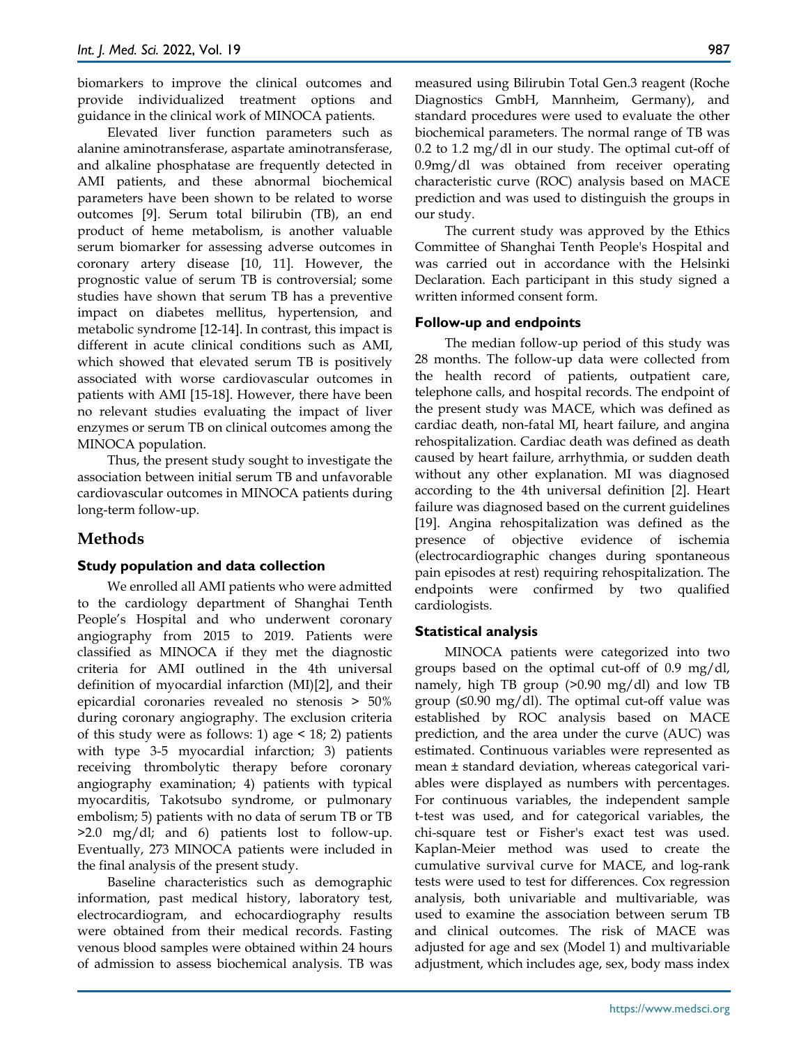biomarkers to improve the clinical outcomes and provide individualized treatment options and guidance in the clinical work of MINOCA patients.

Elevated liver function parameters such as alanine aminotransferase, aspartate aminotransferase, and alkaline phosphatase are frequently detected in AMI patients, and these abnormal biochemical parameters have been shown to be related to worse outcomes [9]. Serum total bilirubin (TB), an end product of heme metabolism, is another valuable serum biomarker for assessing adverse outcomes in coronary artery disease [10, 11]. However, the prognostic value of serum TB is controversial; some studies have shown that serum TB has a preventive impact on diabetes mellitus, hypertension, and metabolic syndrome [12-14]. In contrast, this impact is different in acute clinical conditions such as AMI, which showed that elevated serum TB is positively associated with worse cardiovascular outcomes in patients with AMI [15-18]. However, there have been no relevant studies evaluating the impact of liver enzymes or serum TB on clinical outcomes among the MINOCA population.

Thus, the present study sought to investigate the association between initial serum TB and unfavorable cardiovascular outcomes in MINOCA patients during long-term follow-up.

## Methods

### Study population and data collection

We enrolled all AMI patients who were admitted to the cardiology department of Shanghai Tenth People's Hospital and who underwent coronary angiography from 2015 to 2019. Patients were classified as MINOCA if they met the diagnostic criteria for AMI outlined in the 4th universal definition of myocardial infarction (MI)[2], and their epicardial coronaries revealed no stenosis > 50% during coronary angiography. The exclusion criteria of this study were as follows: 1) age < 18; 2) patients with type 3-5 myocardial infarction; 3) patients receiving thrombolytic therapy before coronary angiography examination; 4) patients with typical myocarditis, Takotsubo syndrome, or pulmonary embolism; 5) patients with no data of serum TB or TB >2.0 mg/dl; and 6) patients lost to follow-up. Eventually, 273 MINOCA patients were included in the final analysis of the present study.

Baseline characteristics such as demographic information, past medical history, laboratory test, electrocardiogram, and echocardiography results were obtained from their medical records. Fasting venous blood samples were obtained within 24 hours of admission to assess biochemical analysis. TB was measured using Bilirubin Total Gen.3 reagent (Roche Diagnostics GmbH, Mannheim, Germany), and standard procedures were used to evaluate the other biochemical parameters. The normal range of TB was 0.2 to 1.2 mg/dl in our study. The optimal cut-off of 0.9mg/dl was obtained from receiver operating characteristic curve (ROC) analysis based on MACE prediction and was used to distinguish the groups in our study.

The current study was approved by the Ethics Committee of Shanghai Tenth People's Hospital and was carried out in accordance with the Helsinki Declaration. Each participant in this study signed a written informed consent form.

### Follow-up and endpoints

The median follow-up period of this study was 28 months. The follow-up data were collected from the health record of patients, outpatient care, telephone calls, and hospital records. The endpoint of the present study was MACE, which was defined as cardiac death, non-fatal MI, heart failure, and angina rehospitalization. Cardiac death was defined as death caused by heart failure, arrhythmia, or sudden death without any other explanation. MI was diagnosed according to the 4th universal definition [2]. Heart failure was diagnosed based on the current guidelines [19]. Angina rehospitalization was defined as the presence of objective evidence of ischemia (electrocardiographic changes during spontaneous pain episodes at rest) requiring rehospitalization. The endpoints were confirmed by two qualified cardiologists.

### Statistical analysis

MINOCA patients were categorized into two groups based on the optimal cut-off of 0.9 mg/dl, namely, high TB group (>0.90 mg/dl) and low TB group (≤0.90 mg/dl). The optimal cut-off value was established by ROC analysis based on MACE prediction, and the area under the curve (AUC) was estimated. Continuous variables were represented as mean ± standard deviation, whereas categorical variables were displayed as numbers with percentages. For continuous variables, the independent sample t-test was used, and for categorical variables, the chi-square test or Fisher's exact test was used. Kaplan-Meier method was used to create the cumulative survival curve for MACE, and log-rank tests were used to test for differences. Cox regression analysis, both univariable and multivariable, was used to examine the association between serum TB and clinical outcomes. The risk of MACE was adjusted for age and sex (Model 1) and multivariable adjustment, which includes age, sex, body mass index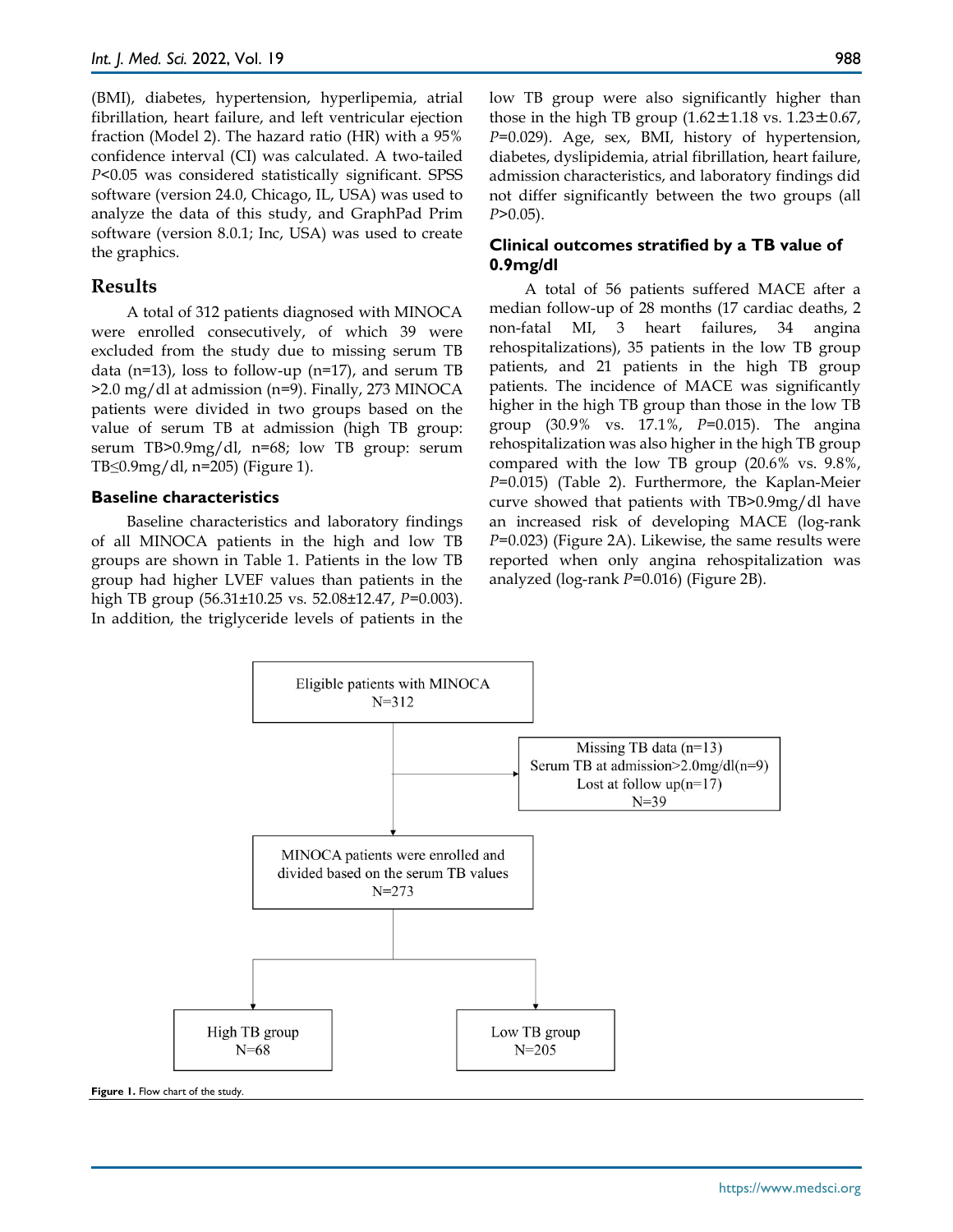(BMI), diabetes, hypertension, hyperlipemia, atrial fibrillation, heart failure, and left ventricular ejection fraction (Model 2). The hazard ratio (HR) with a 95% confidence interval (CI) was calculated. A two-tailed $P<0.05$ was considered statistically significant. SPSS software (version 24.0, Chicago, IL, USA) was used to analyze the data of this study, and GraphPad Prim software (version 8.0.1; Inc, USA) was used to create the graphics.

## Results

A total of 312 patients diagnosed with MINOCA were enrolled consecutively, of which 39 were excluded from the study due to missing serum TB data (n=13), loss to follow-up (n=17), and serum TB >2.0 mg/dl at admission (n=9). Finally, 273 MINOCA patients were divided in two groups based on the value of serum TB at admission (high TB group: serum TB>0.9mg/dl, n=68; low TB group: serum TB≤0.9mg/dl, n=205) (Figure 1).

### Baseline characteristics

Baseline characteristics and laboratory findings of all MINOCA patients in the high and low TB groups are shown in Table 1. Patients in the low TB group had higher LVEF values than patients in the high TB group (56.31±10.25 vs. 52.08±12.47, $P$=0.003). In addition, the triglyceride levels of patients in the low TB group were also significantly higher than those in the high TB group (1.62±1.18 vs. 1.23±0.67, $P$=0.029). Age, sex, BMI, history of hypertension, diabetes, dyslipidemia, atrial fibrillation, heart failure, admission characteristics, and laboratory findings did not differ significantly between the two groups (all $P$>0.05).

### Clinical outcomes stratified by a TB value of 0.9mg/dl

A total of 56 patients suffered MACE after a median follow-up of 28 months (17 cardiac deaths, 2 non-fatal MI, 3 heart failures, 34 angina rehospitalizations), 35 patients in the low TB group patients, and 21 patients in the high TB group patients. The incidence of MACE was significantly higher in the high TB group than those in the low TB group (30.9% vs. 17.1%, $P$=0.015). The angina rehospitalization was also higher in the high TB group compared with the low TB group (20.6% vs. 9.8%, $P$=0.015) (Table 2). Furthermore, the Kaplan-Meier curve showed that patients with TB>0.9mg/dl have an increased risk of developing MACE (log-rank $P$=0.023) (Figure 2A). Likewise, the same results were reported when only angina rehospitalization was analyzed (log-rank $P$=0.016) (Figure 2B).

Eligible patients with MINOCA
N=312

Missing TB data (n=13)
Serum TB at admission>2.0mg/dl(n=9)
Lost at follow up(n=17)
N=39

MINOCA patients were enrolled and divided based on the serum TB values
N=273

High TB group
N=68

Low TB group
N=205

**Figure 1.** Flow chart of the study.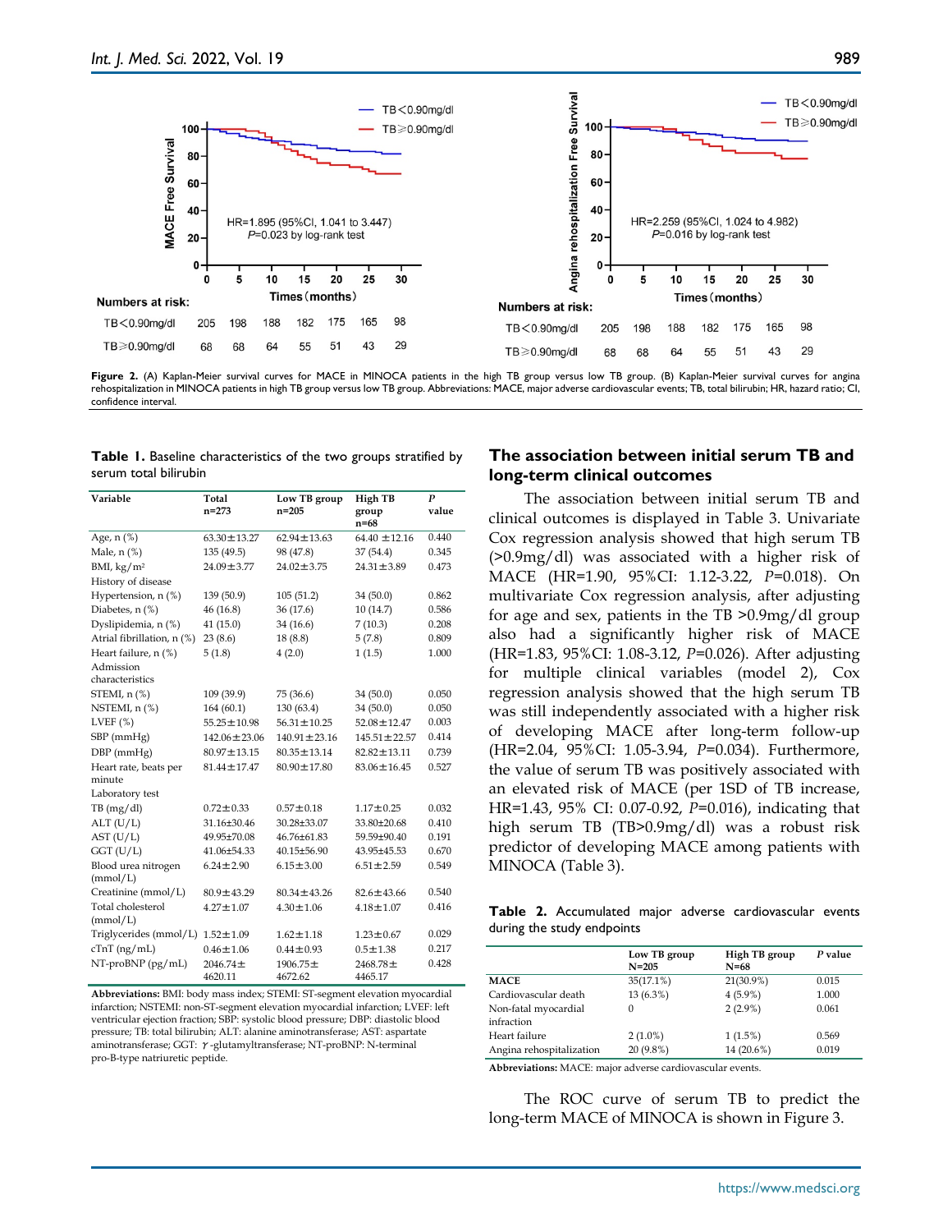Numbers at risk:

| | 0 | 5 | 10 | 15 | 20 | 25 | 30 |
|---|---|---|---|---|---|---|---|
| TB<0.90mg/dl | 205 | 198 | 188 | 182 | 175 | 165 | 98 |
| TB≥0.90mg/dl | 68 | 68 | 64 | 55 | 51 | 43 | 29 |

**Figure 2.** (A) Kaplan-Meier survival curves for MACE in MINOCA patients in the high TB group versus low TB group. (B) Kaplan-Meier survival curves for angina rehospitalization in MINOCA patients in high TB group versus low TB group. Abbreviations: MACE, major adverse cardiovascular events; TB, total bilirubin; HR, hazard ratio; CI, confidence interval.

**Table 1.** Baseline characteristics of the two groups stratified by serum total bilirubin

| Variable | Total n=273 | Low TB group n=205 | High TB group n=68 | *P* value |
|---|---|---|---|---|
| Age, n (%) | 63.30±13.27 | 62.94±13.63 | 64.40 ±12.16 | 0.440 |
| Male, n (%) | 135 (49.5) | 98 (47.8) | 37 (54.4) | 0.345 |
| BMI, kg/m² | 24.09±3.77 | 24.02±3.75 | 24.31±3.89 | 0.473 |
| History of disease | | | | |
| Hypertension, n (%) | 139 (50.9) | 105 (51.2) | 34 (50.0) | 0.862 |
| Diabetes, n (%) | 46 (16.8) | 36 (17.6) | 10 (14.7) | 0.586 |
| Dyslipidemia, n (%) | 41 (15.0) | 34 (16.6) | 7 (10.3) | 0.208 |
| Atrial fibrillation, n (%) | 23 (8.6) | 18 (8.8) | 5 (7.8) | 0.809 |
| Heart failure, n (%) | 5 (1.8) | 4 (2.0) | 1 (1.5) | 1.000 |
| Admission characteristics | | | | |
| STEMI, n (%) | 109 (39.9) | 75 (36.6) | 34 (50.0) | 0.050 |
| NSTEMI, n (%) | 164 (60.1) | 130 (63.4) | 34 (50.0) | 0.050 |
| LVEF (%) | 55.25±10.98 | 56.31±10.25 | 52.08±12.47 | 0.003 |
| SBP (mmHg) | 142.06±23.06 | 140.91±23.16 | 145.51±22.57 | 0.414 |
| DBP (mmHg) | 80.97±13.15 | 80.35±13.14 | 82.82±13.11 | 0.739 |
| Heart rate, beats per minute | 81.44±17.47 | 80.90±17.80 | 83.06±16.45 | 0.527 |
| Laboratory test | | | | |
| TB (mg/dl) | 0.72±0.33 | 0.57±0.18 | 1.17±0.25 | 0.032 |
| ALT (U/L) | 31.16±30.46 | 30.28±33.07 | 33.80±20.68 | 0.410 |
| AST (U/L) | 49.95±70.08 | 46.76±61.83 | 59.59±90.40 | 0.191 |
| GGT (U/L) | 41.06±54.33 | 40.15±56.90 | 43.95±45.53 | 0.670 |
| Blood urea nitrogen (mmol/L) | 6.24±2.90 | 6.15±3.00 | 6.51±2.59 | 0.549 |
| Creatinine (mmol/L) | 80.9±43.29 | 80.34±43.26 | 82.6±43.66 | 0.540 |
| Total cholesterol (mmol/L) | 4.27±1.07 | 4.30±1.06 | 4.18±1.07 | 0.416 |
| Triglycerides (mmol/L) | 1.52±1.09 | 1.62±1.18 | 1.23±0.67 | 0.029 |
| cTnT (ng/mL) | 0.46±1.06 | 0.44±0.93 | 0.5±1.38 | 0.217 |
| NT-proBNP (pg/mL) | 2046.74± 4620.11 | 1906.75± 4672.62 | 2468.78± 4465.17 | 0.428 |

**Abbreviations:** BMI: body mass index; STEMI: ST-segment elevation myocardial infarction; NSTEMI: non-ST-segment elevation myocardial infarction; LVEF: left ventricular ejection fraction; SBP: systolic blood pressure; DBP: diastolic blood pressure; TB: total bilirubin; ALT: alanine aminotransferase; AST: aspartate aminotransferase; GGT: γ-glutamyltransferase; NT-proBNP: N-terminal pro-B-type natriuretic peptide.

## The association between initial serum TB and long-term clinical outcomes

The association between initial serum TB and clinical outcomes is displayed in Table 3. Univariate Cox regression analysis showed that high serum TB (>0.9mg/dl) was associated with a higher risk of MACE (HR=1.90, 95%CI: 1.12-3.22, *P*=0.018). On multivariate Cox regression analysis, after adjusting for age and sex, patients in the TB >0.9mg/dl group also had a significantly higher risk of MACE (HR=1.83, 95%CI: 1.08-3.12, *P*=0.026). After adjusting for multiple clinical variables (model 2), Cox regression analysis showed that the high serum TB was still independently associated with a higher risk of developing MACE after long-term follow-up (HR=2.04, 95%CI: 1.05-3.94, *P*=0.034). Furthermore, the value of serum TB was positively associated with an elevated risk of MACE (per 1SD of TB increase, HR=1.43, 95% CI: 0.07-0.92, *P*=0.016), indicating that high serum TB (TB>0.9mg/dl) was a robust risk predictor of developing MACE among patients with MINOCA (Table 3).

**Table 2.** Accumulated major adverse cardiovascular events during the study endpoints

| | Low TB group N=205 | High TB group N=68 | *P* value |
|---|---|---|---|
| **MACE** | 35(17.1%) | 21(30.9%) | 0.015 |
| Cardiovascular death | 13 (6.3%) | 4 (5.9%) | 1.000 |
| Non-fatal myocardial infraction | 0 | 2 (2.9%) | 0.061 |
| Heart failure | 2 (1.0%) | 1 (1.5%) | 0.569 |
| Angina rehospitalization | 20 (9.8%) | 14 (20.6%) | 0.019 |

**Abbreviations:** MACE: major adverse cardiovascular events.

The ROC curve of serum TB to predict the long-term MACE of MINOCA is shown in Figure 3.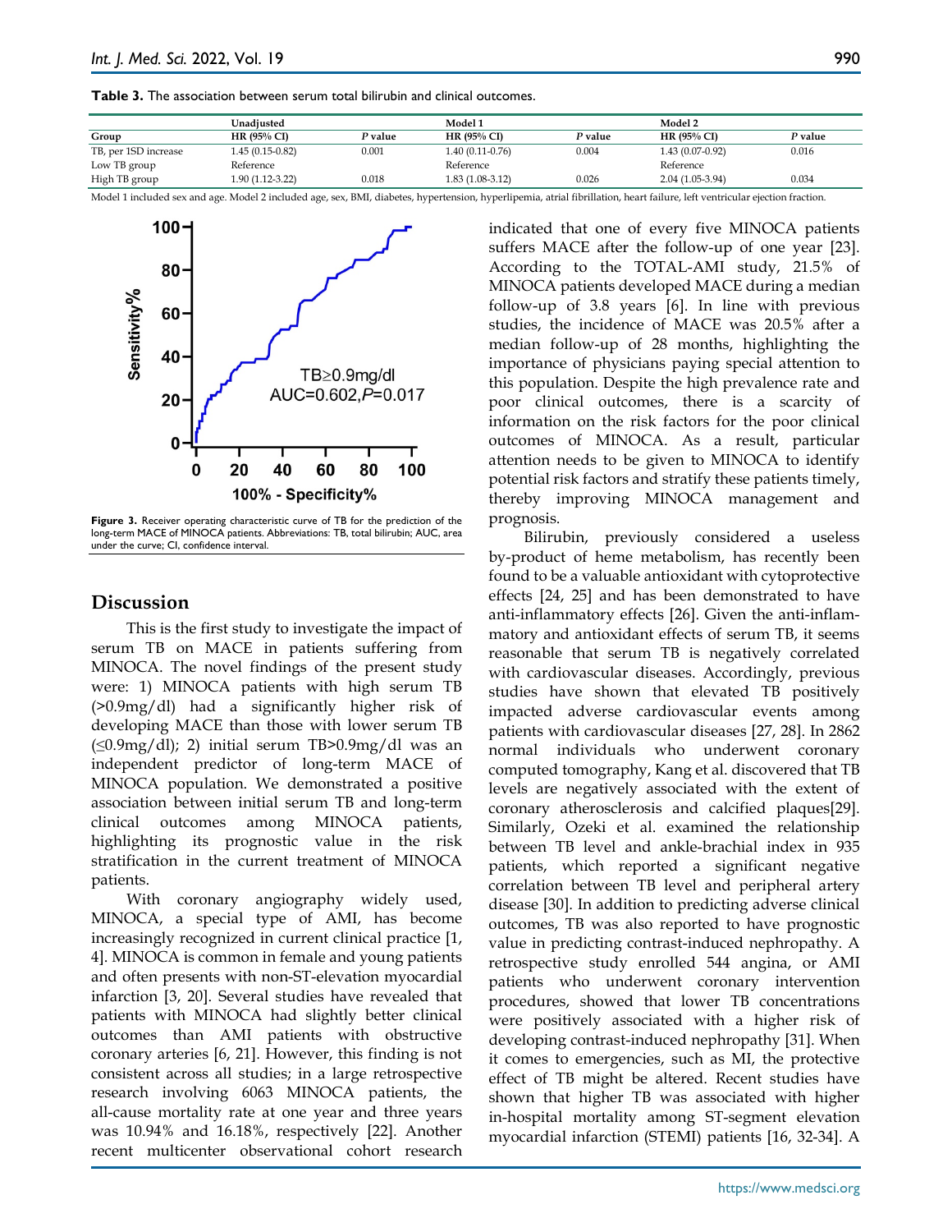**Table 3.** The association between serum total bilirubin and clinical outcomes.

| | Unadjusted | | Model 1 | | Model 2 | |
|---|---|---|---|---|---|---|
| Group | HR (95% CI) | *P* value | HR (95% CI) | *P* value | HR (95% CI) | *P* value |
| TB, per 1SD increase | 1.45 (0.15-0.82) | 0.001 | 1.40 (0.11-0.76) | 0.004 | 1.43 (0.07-0.92) | 0.016 |
| Low TB group | Reference | | Reference | | Reference | |
| High TB group | 1.90 (1.12-3.22) | 0.018 | 1.83 (1.08-3.12) | 0.026 | 2.04 (1.05-3.94) | 0.034 |

Model 1 included sex and age. Model 2 included age, sex, BMI, diabetes, hypertension, hyperlipemia, atrial fibrillation, heart failure, left ventricular ejection fraction.

**Figure 3.** Receiver operating characteristic curve of TB for the prediction of the long-term MACE of MINOCA patients. Abbreviations: TB, total bilirubin; AUC, area under the curve; CI, confidence interval.

## Discussion

This is the first study to investigate the impact of serum TB on MACE in patients suffering from MINOCA. The novel findings of the present study were: 1) MINOCA patients with high serum TB (>0.9mg/dl) had a significantly higher risk of developing MACE than those with lower serum TB (≤0.9mg/dl); 2) initial serum TB>0.9mg/dl was an independent predictor of long-term MACE of MINOCA population. We demonstrated a positive association between initial serum TB and long-term clinical outcomes among MINOCA patients, highlighting its prognostic value in the risk stratification in the current treatment of MINOCA patients.

With coronary angiography widely used, MINOCA, a special type of AMI, has become increasingly recognized in current clinical practice [1, 4]. MINOCA is common in female and young patients and often presents with non-ST-elevation myocardial infarction [3, 20]. Several studies have revealed that patients with MINOCA had slightly better clinical outcomes than AMI patients with obstructive coronary arteries [6, 21]. However, this finding is not consistent across all studies; in a large retrospective research involving 6063 MINOCA patients, the all-cause mortality rate at one year and three years was 10.94% and 16.18%, respectively [22]. Another recent multicenter observational cohort research indicated that one of every five MINOCA patients suffers MACE after the follow-up of one year [23]. According to the TOTAL-AMI study, 21.5% of MINOCA patients developed MACE during a median follow-up of 3.8 years [6]. In line with previous studies, the incidence of MACE was 20.5% after a median follow-up of 28 months, highlighting the importance of physicians paying special attention to this population. Despite the high prevalence rate and poor clinical outcomes, there is a scarcity of information on the risk factors for the poor clinical outcomes of MINOCA. As a result, particular attention needs to be given to MINOCA to identify potential risk factors and stratify these patients timely, thereby improving MINOCA management and prognosis.

Bilirubin, previously considered a useless by-product of heme metabolism, has recently been found to be a valuable antioxidant with cytoprotective effects [24, 25] and has been demonstrated to have anti-inflammatory effects [26]. Given the anti-inflammatory and antioxidant effects of serum TB, it seems reasonable that serum TB is negatively correlated with cardiovascular diseases. Accordingly, previous studies have shown that elevated TB positively impacted adverse cardiovascular events among patients with cardiovascular diseases [27, 28]. In 2862 normal individuals who underwent coronary computed tomography, Kang et al. discovered that TB levels are negatively associated with the extent of coronary atherosclerosis and calcified plaques[29]. Similarly, Ozeki et al. examined the relationship between TB level and ankle-brachial index in 935 patients, which reported a significant negative correlation between TB level and peripheral artery disease [30]. In addition to predicting adverse clinical outcomes, TB was also reported to have prognostic value in predicting contrast-induced nephropathy. A retrospective study enrolled 544 angina, or AMI patients who underwent coronary intervention procedures, showed that lower TB concentrations were positively associated with a higher risk of developing contrast-induced nephropathy [31]. When it comes to emergencies, such as MI, the protective effect of TB might be altered. Recent studies have shown that higher TB was associated with higher in-hospital mortality among ST-segment elevation myocardial infarction (STEMI) patients [16, 32-34]. A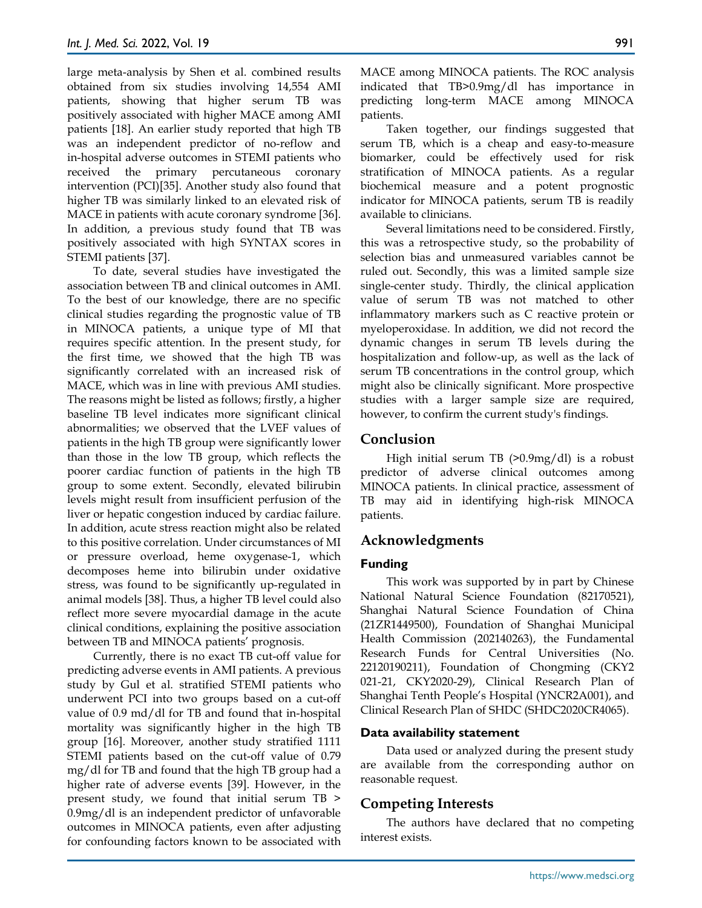large meta-analysis by Shen et al. combined results obtained from six studies involving 14,554 AMI patients, showing that higher serum TB was positively associated with higher MACE among AMI patients [18]. An earlier study reported that high TB was an independent predictor of no-reflow and in-hospital adverse outcomes in STEMI patients who received the primary percutaneous coronary intervention (PCI)[35]. Another study also found that higher TB was similarly linked to an elevated risk of MACE in patients with acute coronary syndrome [36]. In addition, a previous study found that TB was positively associated with high SYNTAX scores in STEMI patients [37].

To date, several studies have investigated the association between TB and clinical outcomes in AMI. To the best of our knowledge, there are no specific clinical studies regarding the prognostic value of TB in MINOCA patients, a unique type of MI that requires specific attention. In the present study, for the first time, we showed that the high TB was significantly correlated with an increased risk of MACE, which was in line with previous AMI studies. The reasons might be listed as follows; firstly, a higher baseline TB level indicates more significant clinical abnormalities; we observed that the LVEF values of patients in the high TB group were significantly lower than those in the low TB group, which reflects the poorer cardiac function of patients in the high TB group to some extent. Secondly, elevated bilirubin levels might result from insufficient perfusion of the liver or hepatic congestion induced by cardiac failure. In addition, acute stress reaction might also be related to this positive correlation. Under circumstances of MI or pressure overload, heme oxygenase-1, which decomposes heme into bilirubin under oxidative stress, was found to be significantly up-regulated in animal models [38]. Thus, a higher TB level could also reflect more severe myocardial damage in the acute clinical conditions, explaining the positive association between TB and MINOCA patients' prognosis.

Currently, there is no exact TB cut-off value for predicting adverse events in AMI patients. A previous study by Gul et al. stratified STEMI patients who underwent PCI into two groups based on a cut-off value of 0.9 md/dl for TB and found that in-hospital mortality was significantly higher in the high TB group [16]. Moreover, another study stratified 1111 STEMI patients based on the cut-off value of 0.79 mg/dl for TB and found that the high TB group had a higher rate of adverse events [39]. However, in the present study, we found that initial serum TB > 0.9mg/dl is an independent predictor of unfavorable outcomes in MINOCA patients, even after adjusting for confounding factors known to be associated with MACE among MINOCA patients. The ROC analysis indicated that TB>0.9mg/dl has importance in predicting long-term MACE among MINOCA patients.

Taken together, our findings suggested that serum TB, which is a cheap and easy-to-measure biomarker, could be effectively used for risk stratification of MINOCA patients. As a regular biochemical measure and a potent prognostic indicator for MINOCA patients, serum TB is readily available to clinicians.

Several limitations need to be considered. Firstly, this was a retrospective study, so the probability of selection bias and unmeasured variables cannot be ruled out. Secondly, this was a limited sample size single-center study. Thirdly, the clinical application value of serum TB was not matched to other inflammatory markers such as C reactive protein or myeloperoxidase. In addition, we did not record the dynamic changes in serum TB levels during the hospitalization and follow-up, as well as the lack of serum TB concentrations in the control group, which might also be clinically significant. More prospective studies with a larger sample size are required, however, to confirm the current study's findings.

## Conclusion

High initial serum TB (>0.9mg/dl) is a robust predictor of adverse clinical outcomes among MINOCA patients. In clinical practice, assessment of TB may aid in identifying high-risk MINOCA patients.

## Acknowledgments

### Funding

This work was supported by in part by Chinese National Natural Science Foundation (82170521), Shanghai Natural Science Foundation of China (21ZR1449500), Foundation of Shanghai Municipal Health Commission (202140263), the Fundamental Research Funds for Central Universities (No. 22120190211), Foundation of Chongming (CKY2 021-21, CKY2020-29), Clinical Research Plan of Shanghai Tenth People's Hospital (YNCR2A001), and Clinical Research Plan of SHDC (SHDC2020CR4065).

### Data availability statement

Data used or analyzed during the present study are available from the corresponding author on reasonable request.

## Competing Interests

The authors have declared that no competing interest exists.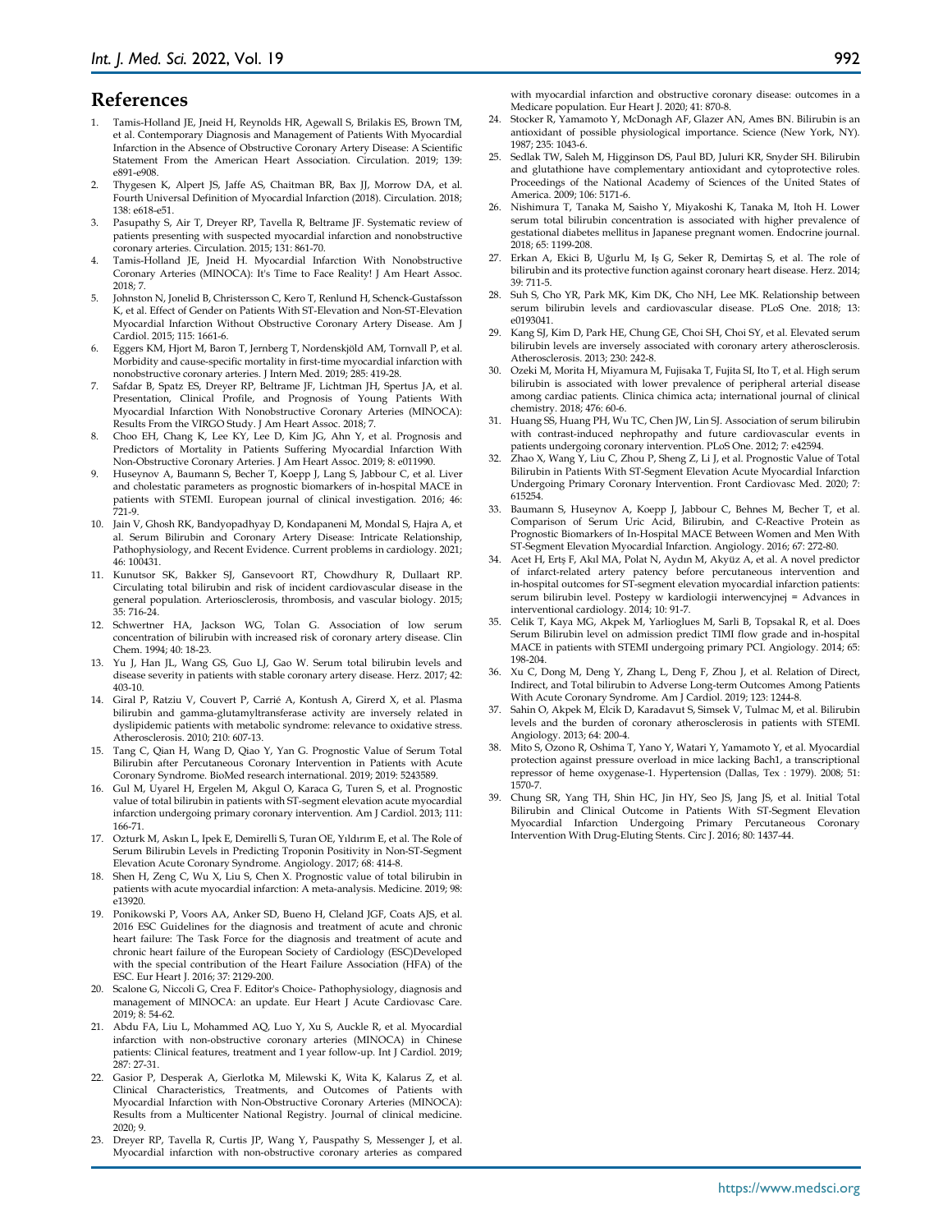## References

1. Tamis-Holland JE, Jneid H, Reynolds HR, Agewall S, Brilakis ES, Brown TM, et al. Contemporary Diagnosis and Management of Patients With Myocardial Infarction in the Absence of Obstructive Coronary Artery Disease: A Scientific Statement From the American Heart Association. Circulation. 2019; 139: e891-e908.
2. Thygesen K, Alpert JS, Jaffe AS, Chaitman BR, Bax JJ, Morrow DA, et al. Fourth Universal Definition of Myocardial Infarction (2018). Circulation. 2018; 138: e618-e51.
3. Pasupathy S, Air T, Dreyer RP, Tavella R, Beltrame JF. Systematic review of patients presenting with suspected myocardial infarction and nonobstructive coronary arteries. Circulation. 2015; 131: 861-70.
4. Tamis-Holland JE, Jneid H. Myocardial Infarction With Nonobstructive Coronary Arteries (MINOCA): It's Time to Face Reality! J Am Heart Assoc. 2018; 7.
5. Johnston N, Jonelid B, Christersson C, Kero T, Renlund H, Schenck-Gustafsson K, et al. Effect of Gender on Patients With ST-Elevation and Non-ST-Elevation Myocardial Infarction Without Obstructive Coronary Artery Disease. Am J Cardiol. 2015; 115: 1661-6.
6. Eggers KM, Hjort M, Baron T, Jernberg T, Nordenskjöld AM, Tornvall P, et al. Morbidity and cause-specific mortality in first-time myocardial infarction with nonobstructive coronary arteries. J Intern Med. 2019; 285: 419-28.
7. Safdar B, Spatz ES, Dreyer RP, Beltrame JF, Lichtman JH, Spertus JA, et al. Presentation, Clinical Profile, and Prognosis of Young Patients With Myocardial Infarction With Nonobstructive Coronary Arteries (MINOCA): Results From the VIRGO Study. J Am Heart Assoc. 2018; 7.
8. Choo EH, Chang K, Lee KY, Lee D, Kim JG, Ahn Y, et al. Prognosis and Predictors of Mortality in Patients Suffering Myocardial Infarction With Non-Obstructive Coronary Arteries. J Am Heart Assoc. 2019; 8: e011990.
9. Huseynov A, Baumann S, Becher T, Koepp J, Lang S, Jabbour C, et al. Liver and cholestatic parameters as prognostic biomarkers of in-hospital MACE in patients with STEMI. European journal of clinical investigation. 2016; 46: 721-9.
10. Jain V, Ghosh RK, Bandyopadhyay D, Kondapaneni M, Mondal S, Hajra A, et al. Serum Bilirubin and Coronary Artery Disease: Intricate Relationship, Pathophysiology, and Recent Evidence. Current problems in cardiology. 2021; 46: 100431.
11. Kunutsor SK, Bakker SJ, Gansevoort RT, Chowdhury R, Dullaart RP. Circulating total bilirubin and risk of incident cardiovascular disease in the general population. Arteriosclerosis, thrombosis, and vascular biology. 2015; 35: 716-24.
12. Schwertner HA, Jackson WG, Tolan G. Association of low serum concentration of bilirubin with increased risk of coronary artery disease. Clin Chem. 1994; 40: 18-23.
13. Yu J, Han JL, Wang GS, Guo LJ, Gao W. Serum total bilirubin levels and disease severity in patients with stable coronary artery disease. Herz. 2017; 42: 403-10.
14. Giral P, Ratziu V, Couvert P, Carrié A, Kontush A, Girerd X, et al. Plasma bilirubin and gamma-glutamyltransferase activity are inversely related in dyslipidemic patients with metabolic syndrome: relevance to oxidative stress. Atherosclerosis. 2010; 210: 607-13.
15. Tang C, Qian H, Wang D, Qiao Y, Yan G. Prognostic Value of Serum Total Bilirubin after Percutaneous Coronary Intervention in Patients with Acute Coronary Syndrome. BioMed research international. 2019; 2019: 5243589.
16. Gul M, Uyarel H, Ergelen M, Akgul O, Karaca G, Turen S, et al. Prognostic value of total bilirubin in patients with ST-segment elevation acute myocardial infarction undergoing primary coronary intervention. Am J Cardiol. 2013; 111: 166-71.
17. Ozturk M, Askın L, Ipek E, Demirelli S, Turan OE, Yıldırım E, et al. The Role of Serum Bilirubin Levels in Predicting Troponin Positivity in Non-ST-Segment Elevation Acute Coronary Syndrome. Angiology. 2017; 68: 414-8.
18. Shen H, Zeng C, Wu X, Liu S, Chen X. Prognostic value of total bilirubin in patients with acute myocardial infarction: A meta-analysis. Medicine. 2019; 98: e13920.
19. Ponikowski P, Voors AA, Anker SD, Bueno H, Cleland JGF, Coats AJS, et al. 2016 ESC Guidelines for the diagnosis and treatment of acute and chronic heart failure: The Task Force for the diagnosis and treatment of acute and chronic heart failure of the European Society of Cardiology (ESC)Developed with the special contribution of the Heart Failure Association (HFA) of the ESC. Eur Heart J. 2016; 37: 2129-200.
20. Scalone G, Niccoli G, Crea F. Editor's Choice- Pathophysiology, diagnosis and management of MINOCA: an update. Eur Heart J Acute Cardiovasc Care. 2019; 8: 54-62.
21. Abdu FA, Liu L, Mohammed AQ, Luo Y, Xu S, Auckle R, et al. Myocardial infarction with non-obstructive coronary arteries (MINOCA) in Chinese patients: Clinical features, treatment and 1 year follow-up. Int J Cardiol. 2019; 287: 27-31.
22. Gasior P, Desperak A, Gierlotka M, Milewski K, Wita K, Kalarus Z, et al. Clinical Characteristics, Treatments, and Outcomes of Patients with Myocardial Infarction with Non-Obstructive Coronary Arteries (MINOCA): Results from a Multicenter National Registry. Journal of clinical medicine. 2020; 9.
23. Dreyer RP, Tavella R, Curtis JP, Wang Y, Pauspathy S, Messenger J, et al. Myocardial infarction with non-obstructive coronary arteries as compared with myocardial infarction and obstructive coronary disease: outcomes in a Medicare population. Eur Heart J. 2020; 41: 870-8.
24. Stocker R, Yamamoto Y, McDonagh AF, Glazer AN, Ames BN. Bilirubin is an antioxidant of possible physiological importance. Science (New York, NY). 1987; 235: 1043-6.
25. Sedlak TW, Saleh M, Higginson DS, Paul BD, Juluri KR, Snyder SH. Bilirubin and glutathione have complementary antioxidant and cytoprotective roles. Proceedings of the National Academy of Sciences of the United States of America. 2009; 106: 5171-6.
26. Nishimura T, Tanaka M, Saisho Y, Miyakoshi K, Tanaka M, Itoh H. Lower serum total bilirubin concentration is associated with higher prevalence of gestational diabetes mellitus in Japanese pregnant women. Endocrine journal. 2018; 65: 1199-208.
27. Erkan A, Ekici B, Uğurlu M, Iş G, Seker R, Demirtaş S, et al. The role of bilirubin and its protective function against coronary heart disease. Herz. 2014; 39: 711-5.
28. Suh S, Cho YR, Park MK, Kim DK, Cho NH, Lee MK. Relationship between serum bilirubin levels and cardiovascular disease. PLoS One. 2018; 13: e0193041.
29. Kang SJ, Kim D, Park HE, Chung GE, Choi SH, Choi SY, et al. Elevated serum bilirubin levels are inversely associated with coronary artery atherosclerosis. Atherosclerosis. 2013; 230: 242-8.
30. Ozeki M, Morita H, Miyamura M, Fujisaka T, Fujita SI, Ito T, et al. High serum bilirubin is associated with lower prevalence of peripheral arterial disease among cardiac patients. Clinica chimica acta; international journal of clinical chemistry. 2018; 476: 60-6.
31. Huang SS, Huang PH, Wu TC, Chen JW, Lin SJ. Association of serum bilirubin with contrast-induced nephropathy and future cardiovascular events in patients undergoing coronary intervention. PLoS One. 2012; 7: e42594.
32. Zhao X, Wang Y, Liu C, Zhou P, Sheng Z, Li J, et al. Prognostic Value of Total Bilirubin in Patients With ST-Segment Elevation Acute Myocardial Infarction Undergoing Primary Coronary Intervention. Front Cardiovasc Med. 2020; 7: 615254.
33. Baumann S, Huseynov A, Koepp J, Jabbour C, Behnes M, Becher T, et al. Comparison of Serum Uric Acid, Bilirubin, and C-Reactive Protein as Prognostic Biomarkers of In-Hospital MACE Between Women and Men With ST-Segment Elevation Myocardial Infarction. Angiology. 2016; 67: 272-80.
34. Acet H, Ertş F, Akıl MA, Polat N, Aydın M, Akyüz A, et al. A novel predictor of infarct-related artery patency before percutaneous intervention and in-hospital outcomes for ST-segment elevation myocardial infarction patients: serum bilirubin level. Postepy w kardiologii interwencyjnej = Advances in interventional cardiology. 2014; 10: 91-7.
35. Celik T, Kaya MG, Akpek M, Yarlioglues M, Sarli B, Topsakal R, et al. Does Serum Bilirubin level on admission predict TIMI flow grade and in-hospital MACE in patients with STEMI undergoing primary PCI. Angiology. 2014; 65: 198-204.
36. Xu C, Dong M, Deng Y, Zhang L, Deng F, Zhou J, et al. Relation of Direct, Indirect, and Total bilirubin to Adverse Long-term Outcomes Among Patients With Acute Coronary Syndrome. Am J Cardiol. 2019; 123: 1244-8.
37. Sahin O, Akpek M, Elcik D, Karadavut S, Simsek V, Tulmac M, et al. Bilirubin levels and the burden of coronary atherosclerosis in patients with STEMI. Angiology. 2013; 64: 200-4.
38. Mito S, Ozono R, Oshima T, Yano Y, Watari Y, Yamamoto Y, et al. Myocardial protection against pressure overload in mice lacking Bach1, a transcriptional repressor of heme oxygenase-1. Hypertension (Dallas, Tex : 1979). 2008; 51: 1570-7.
39. Chung SR, Yang TH, Shin HC, Jin HY, Seo JS, Jang JS, et al. Initial Total Bilirubin and Clinical Outcome in Patients With ST-Segment Elevation Myocardial Infarction Undergoing Primary Percutaneous Coronary Intervention With Drug-Eluting Stents. Circ J. 2016; 80: 1437-44.